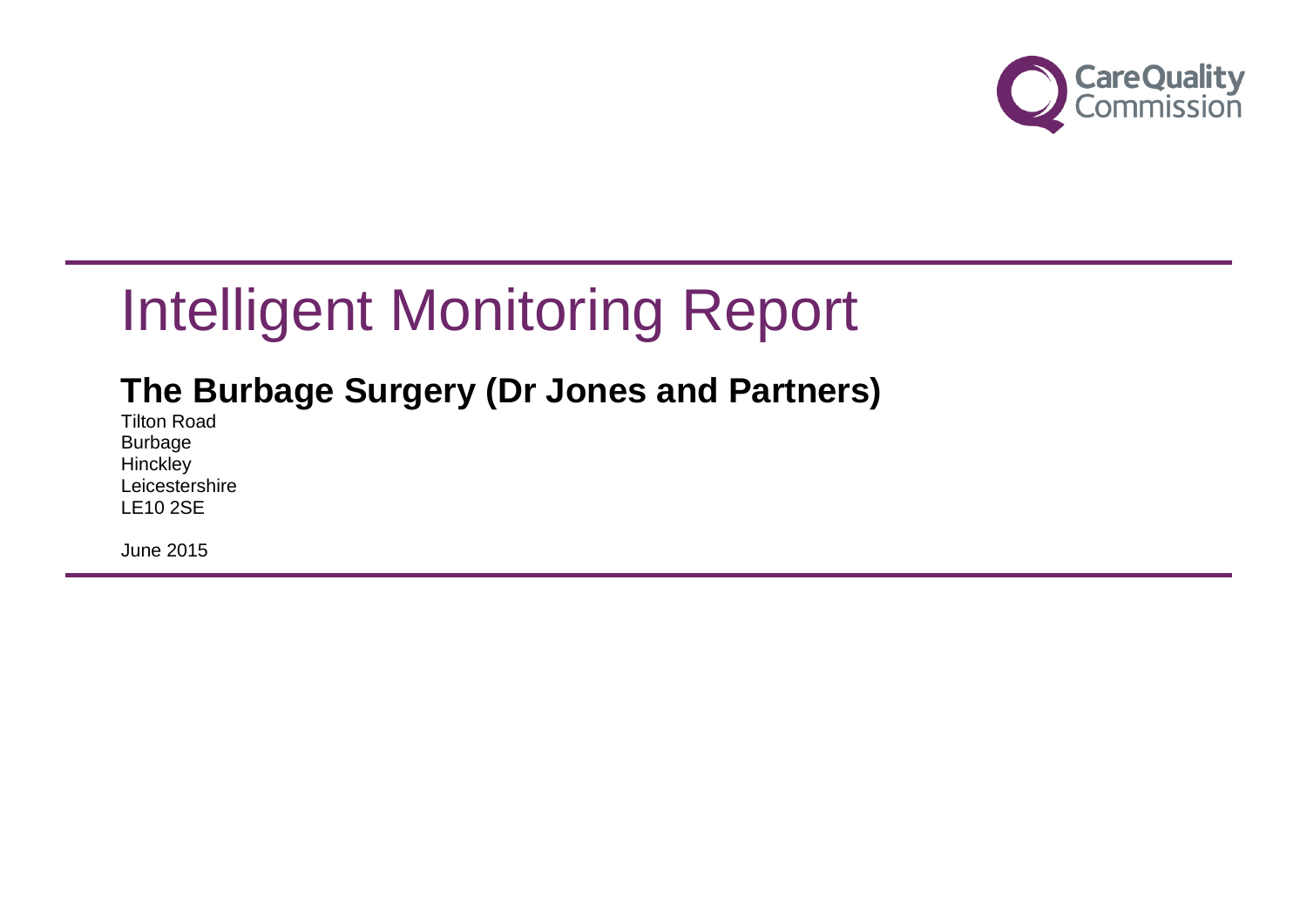# Intelligent Monitoring Report

## The Burbage Surgery (Dr Jones and Partners)

Tilton Road
Burbage
Hinckley
Leicestershire
LE10 2SE

June 2015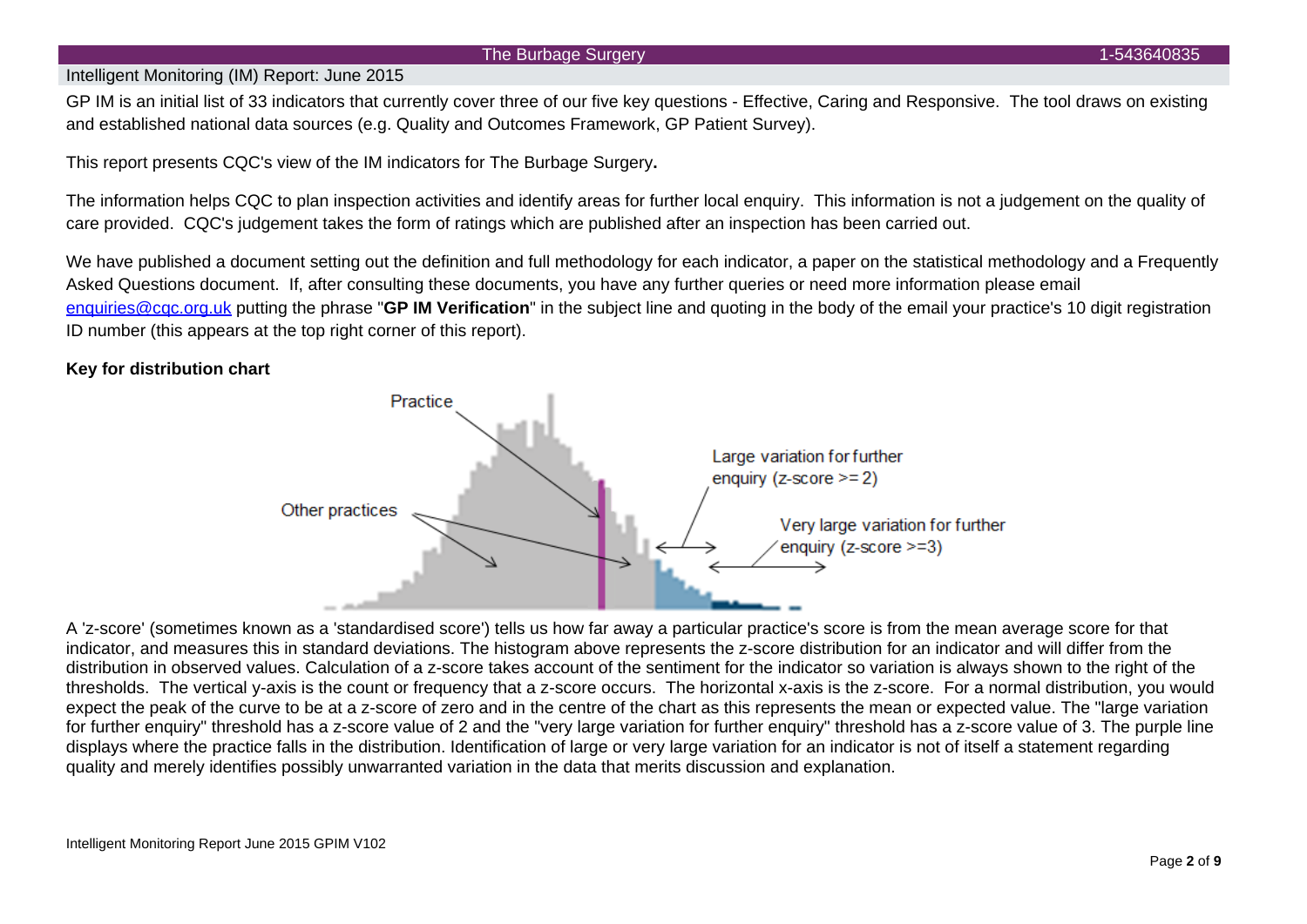Intelligent Monitoring (IM) Report: June 2015

GP IM is an initial list of 33 indicators that currently cover three of our five key questions - Effective, Caring and Responsive. The tool draws on existing and established national data sources (e.g. Quality and Outcomes Framework, GP Patient Survey).

This report presents CQC's view of the IM indicators for The Burbage Surgery**.**

The information helps CQC to plan inspection activities and identify areas for further local enquiry. This information is not a judgement on the quality of care provided. CQC's judgement takes the form of ratings which are published after an inspection has been carried out.

We have published a document setting out the definition and full methodology for each indicator, a paper on the statistical methodology and a Frequently Asked Questions document. If, after consulting these documents, you have any further queries or need more information please email enquiries@cqc.org.uk putting the phrase "**GP IM Verification**" in the subject line and quoting in the body of the email your practice's 10 digit registration ID number (this appears at the top right corner of this report).

**Key for distribution chart**

Practice

Other practices

Large variation for further enquiry (z-score >= 2)

Very large variation for further enquiry (z-score >=3)

A 'z-score' (sometimes known as a 'standardised score') tells us how far away a particular practice's score is from the mean average score for that indicator, and measures this in standard deviations. The histogram above represents the z-score distribution for an indicator and will differ from the distribution in observed values. Calculation of a z-score takes account of the sentiment for the indicator so variation is always shown to the right of the thresholds. The vertical y-axis is the count or frequency that a z-score occurs. The horizontal x-axis is the z-score. For a normal distribution, you would expect the peak of the curve to be at a z-score of zero and in the centre of the chart as this represents the mean or expected value. The "large variation for further enquiry" threshold has a z-score value of 2 and the "very large variation for further enquiry" threshold has a z-score value of 3. The purple line displays where the practice falls in the distribution. Identification of large or very large variation for an indicator is not of itself a statement regarding quality and merely identifies possibly unwarranted variation in the data that merits discussion and explanation.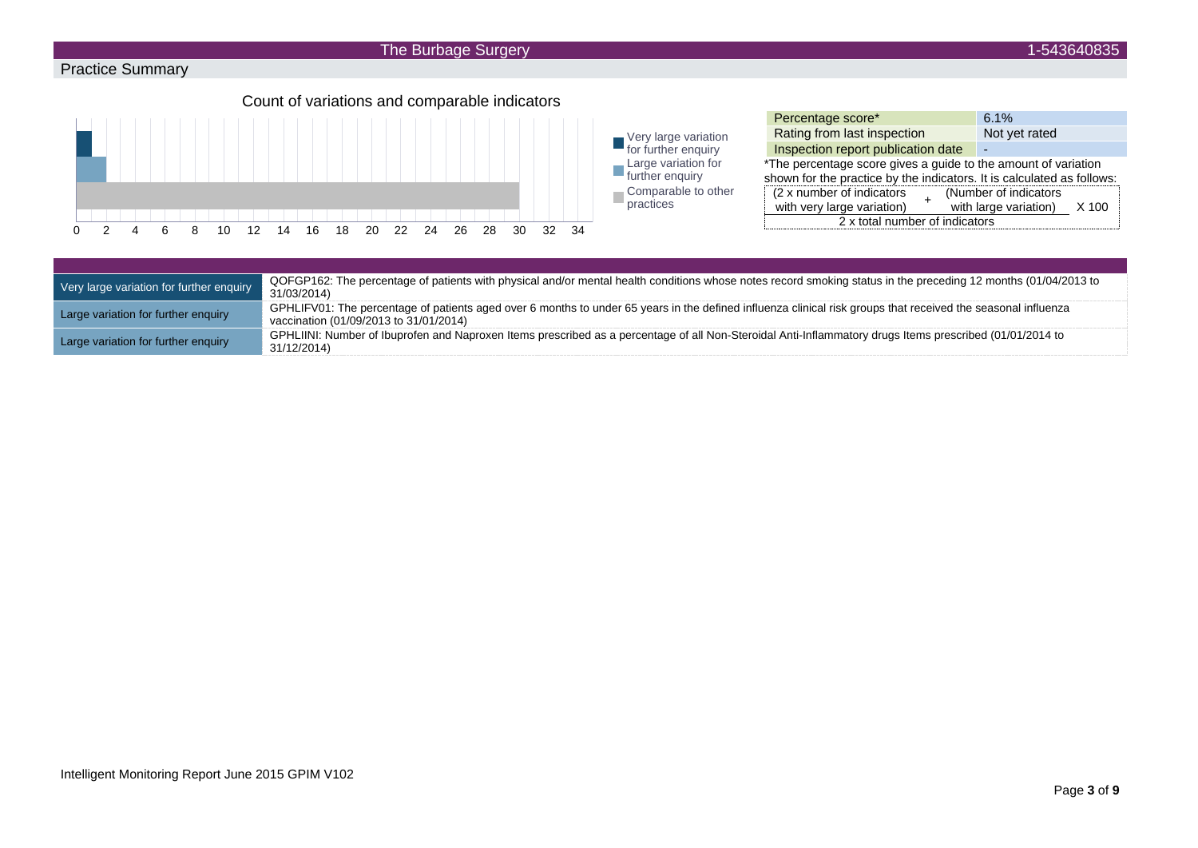## Practice Summary

### Count of variations and comparable indicators

- Very large variation for further enquiry: 1
- Large variation for further enquiry: 2
- Comparable to other practices: 30

| Percentage score* | 6.1% |
|---|---|
| Rating from last inspection | Not yet rated |
| Inspection report publication date | - |

*The percentage score gives a guide to the amount of variation shown for the practice by the indicators. It is calculated as follows:

$$\frac{(2 \times \text{number of indicators with very large variation}) + (\text{Number of indicators with large variation})}{2 \times \text{total number of indicators}} \times 100$$

| | |
|---|---|
| Very large variation for further enquiry | QOFGP162: The percentage of patients with physical and/or mental health conditions whose notes record smoking status in the preceding 12 months (01/04/2013 to 31/03/2014) |
| Large variation for further enquiry | GPHLIFV01: The percentage of patients aged over 6 months to under 65 years in the defined influenza clinical risk groups that received the seasonal influenza vaccination (01/09/2013 to 31/01/2014) |
| Large variation for further enquiry | GPHLIINI: Number of Ibuprofen and Naproxen Items prescribed as a percentage of all Non-Steroidal Anti-Inflammatory drugs Items prescribed (01/01/2014 to 31/12/2014) |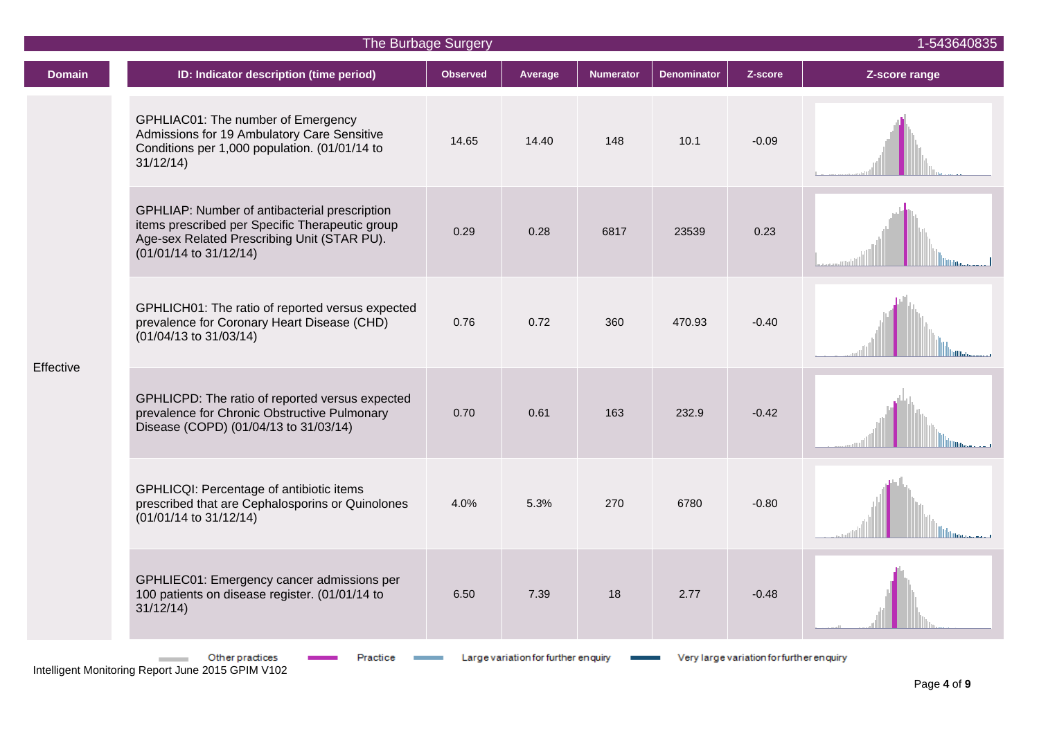The Burbage Surgery | 1-543640835

| Domain | ID: Indicator description (time period) | Observed | Average | Numerator | Denominator | Z-score | Z-score range |
|---|---|---|---|---|---|---|---|
| Effective | GPHLIAC01: The number of Emergency Admissions for 19 Ambulatory Care Sensitive Conditions per 1,000 population. (01/01/14 to 31/12/14) | 14.65 | 14.40 | 148 | 10.1 | -0.09 | |
| | GPHLIAP: Number of antibacterial prescription items prescribed per Specific Therapeutic group Age-sex Related Prescribing Unit (STAR PU). (01/01/14 to 31/12/14) | 0.29 | 0.28 | 6817 | 23539 | 0.23 | |
| | GPHLICH01: The ratio of reported versus expected prevalence for Coronary Heart Disease (CHD) (01/04/13 to 31/03/14) | 0.76 | 0.72 | 360 | 470.93 | -0.40 | |
| | GPHLICPD: The ratio of reported versus expected prevalence for Chronic Obstructive Pulmonary Disease (COPD) (01/04/13 to 31/03/14) | 0.70 | 0.61 | 163 | 232.9 | -0.42 | |
| | GPHLICQI: Percentage of antibiotic items prescribed that are Cephalosporins or Quinolones (01/01/14 to 31/12/14) | 4.0% | 5.3% | 270 | 6780 | -0.80 | |
| | GPHLIEC01: Emergency cancer admissions per 100 patients on disease register. (01/01/14 to 31/12/14) | 6.50 | 7.39 | 18 | 2.77 | -0.48 | |

Other practices | Practice | Large variation for further enquiry | Very large variation for further enquiry

Intelligent Monitoring Report June 2015 GPIM V102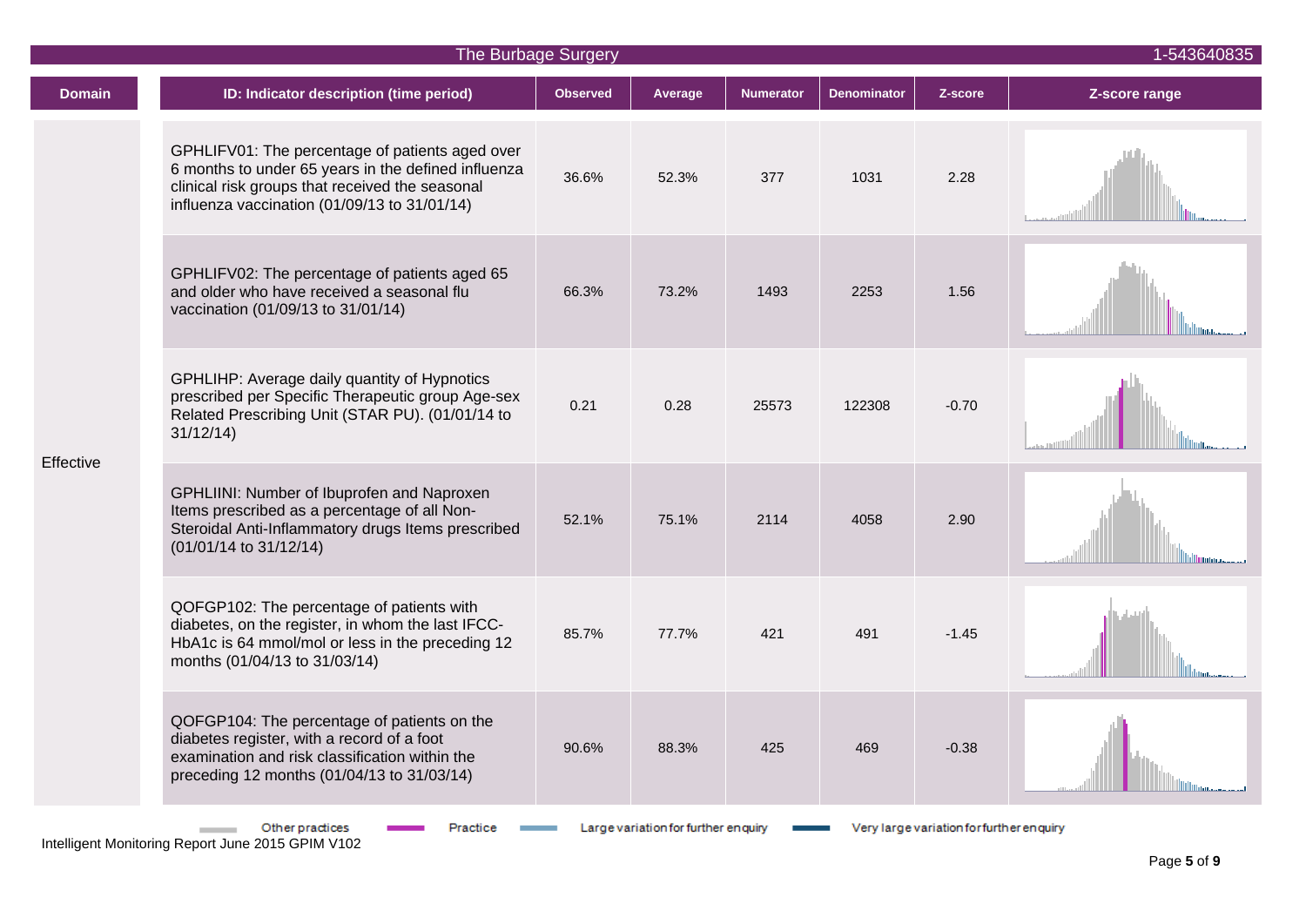The Burbage Surgery 1-543640835

| Domain | ID: Indicator description (time period) | Observed | Average | Numerator | Denominator | Z-score | Z-score range |
|---|---|---|---|---|---|---|---|
| Effective | GPHLIFV01: The percentage of patients aged over 6 months to under 65 years in the defined influenza clinical risk groups that received the seasonal influenza vaccination (01/09/13 to 31/01/14) | 36.6% | 52.3% | 377 | 1031 | 2.28 | |
| | GPHLIFV02: The percentage of patients aged 65 and older who have received a seasonal flu vaccination (01/09/13 to 31/01/14) | 66.3% | 73.2% | 1493 | 2253 | 1.56 | |
| | GPHLIHP: Average daily quantity of Hypnotics prescribed per Specific Therapeutic group Age-sex Related Prescribing Unit (STAR PU). (01/01/14 to 31/12/14) | 0.21 | 0.28 | 25573 | 122308 | -0.70 | |
| | GPHLIINI: Number of Ibuprofen and Naproxen Items prescribed as a percentage of all Non-Steroidal Anti-Inflammatory drugs Items prescribed (01/01/14 to 31/12/14) | 52.1% | 75.1% | 2114 | 4058 | 2.90 | |
| | QOFGP102: The percentage of patients with diabetes, on the register, in whom the last IFCC-HbA1c is 64 mmol/mol or less in the preceding 12 months (01/04/13 to 31/03/14) | 85.7% | 77.7% | 421 | 491 | -1.45 | |
| | QOFGP104: The percentage of patients on the diabetes register, with a record of a foot examination and risk classification within the preceding 12 months (01/04/13 to 31/03/14) | 90.6% | 88.3% | 425 | 469 | -0.38 | |

Other practices — Practice — Large variation for further enquiry — Very large variation for further enquiry

Intelligent Monitoring Report June 2015 GPIM V102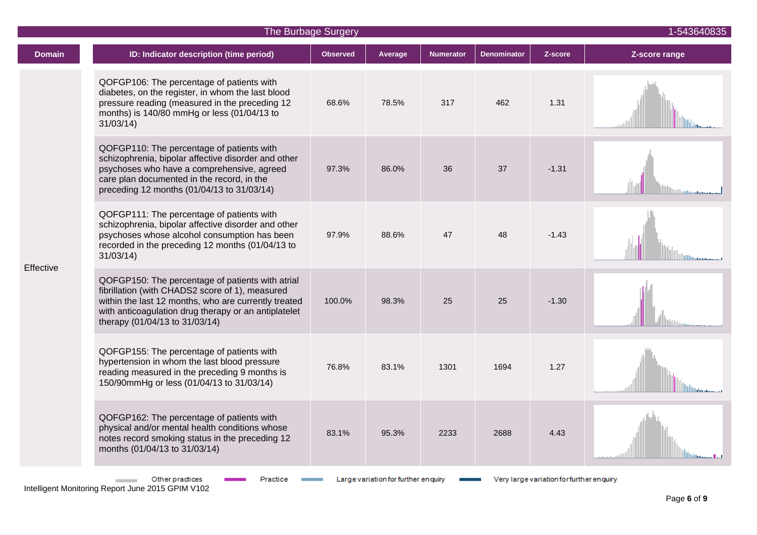The Burbage Surgery 1-543640835

| Domain | ID: Indicator description (time period) | Observed | Average | Numerator | Denominator | Z-score | Z-score range |
|---|---|---|---|---|---|---|---|
| Effective | QOFGP106: The percentage of patients with diabetes, on the register, in whom the last blood pressure reading (measured in the preceding 12 months) is 140/80 mmHg or less (01/04/13 to 31/03/14) | 68.6% | 78.5% | 317 | 462 | 1.31 | |
| | QOFGP110: The percentage of patients with schizophrenia, bipolar affective disorder and other psychoses who have a comprehensive, agreed care plan documented in the record, in the preceding 12 months (01/04/13 to 31/03/14) | 97.3% | 86.0% | 36 | 37 | -1.31 | |
| | QOFGP111: The percentage of patients with schizophrenia, bipolar affective disorder and other psychoses whose alcohol consumption has been recorded in the preceding 12 months (01/04/13 to 31/03/14) | 97.9% | 88.6% | 47 | 48 | -1.43 | |
| | QOFGP150: The percentage of patients with atrial fibrillation (with CHADS2 score of 1), measured within the last 12 months, who are currently treated with anticoagulation drug therapy or an antiplatelet therapy (01/04/13 to 31/03/14) | 100.0% | 98.3% | 25 | 25 | -1.30 | |
| | QOFGP155: The percentage of patients with hypertension in whom the last blood pressure reading measured in the preceding 9 months is 150/90mmHg or less (01/04/13 to 31/03/14) | 76.8% | 83.1% | 1301 | 1694 | 1.27 | |
| | QOFGP162: The percentage of patients with physical and/or mental health conditions whose notes record smoking status in the preceding 12 months (01/04/13 to 31/03/14) | 83.1% | 95.3% | 2233 | 2688 | 4.43 | |

Other practices | Practice | Large variation for further enquiry | Very large variation for further enquiry

Intelligent Monitoring Report June 2015 GPIM V102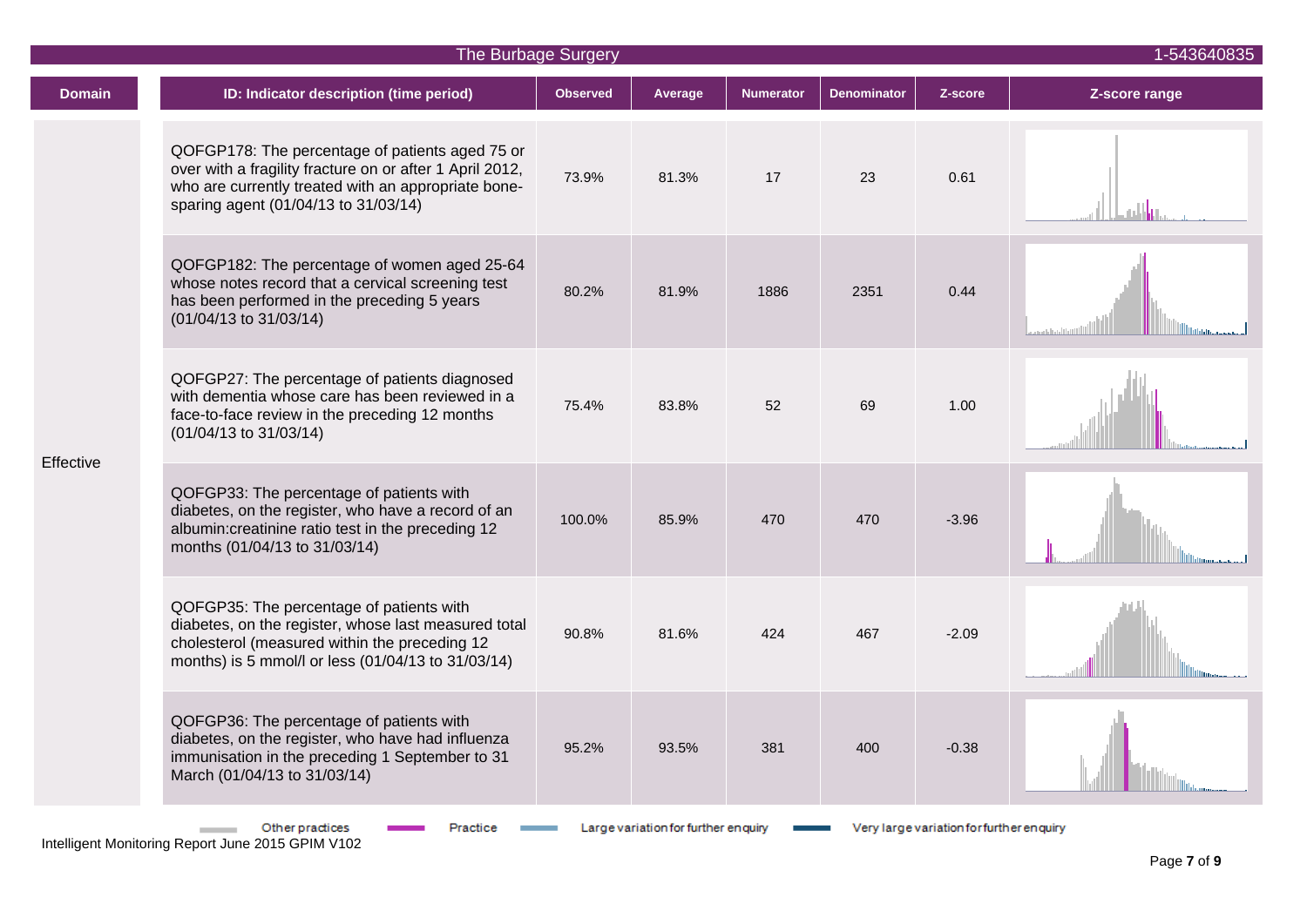The Burbage Surgery 1-543640835

| Domain | ID: Indicator description (time period) | Observed | Average | Numerator | Denominator | Z-score | Z-score range |
|---|---|---|---|---|---|---|---|
| Effective | QOFGP178: The percentage of patients aged 75 or over with a fragility fracture on or after 1 April 2012, who are currently treated with an appropriate bone-sparing agent (01/04/13 to 31/03/14) | 73.9% | 81.3% | 17 | 23 | 0.61 | |
| | QOFGP182: The percentage of women aged 25-64 whose notes record that a cervical screening test has been performed in the preceding 5 years (01/04/13 to 31/03/14) | 80.2% | 81.9% | 1886 | 2351 | 0.44 | |
| | QOFGP27: The percentage of patients diagnosed with dementia whose care has been reviewed in a face-to-face review in the preceding 12 months (01/04/13 to 31/03/14) | 75.4% | 83.8% | 52 | 69 | 1.00 | |
| | QOFGP33: The percentage of patients with diabetes, on the register, who have a record of an albumin:creatinine ratio test in the preceding 12 months (01/04/13 to 31/03/14) | 100.0% | 85.9% | 470 | 470 | -3.96 | |
| | QOFGP35: The percentage of patients with diabetes, on the register, whose last measured total cholesterol (measured within the preceding 12 months) is 5 mmol/l or less (01/04/13 to 31/03/14) | 90.8% | 81.6% | 424 | 467 | -2.09 | |
| | QOFGP36: The percentage of patients with diabetes, on the register, who have had influenza immunisation in the preceding 1 September to 31 March (01/04/13 to 31/03/14) | 95.2% | 93.5% | 381 | 400 | -0.38 | |

Other practices | Practice | Large variation for further enquiry | Very large variation for further enquiry

Intelligent Monitoring Report June 2015 GPIM V102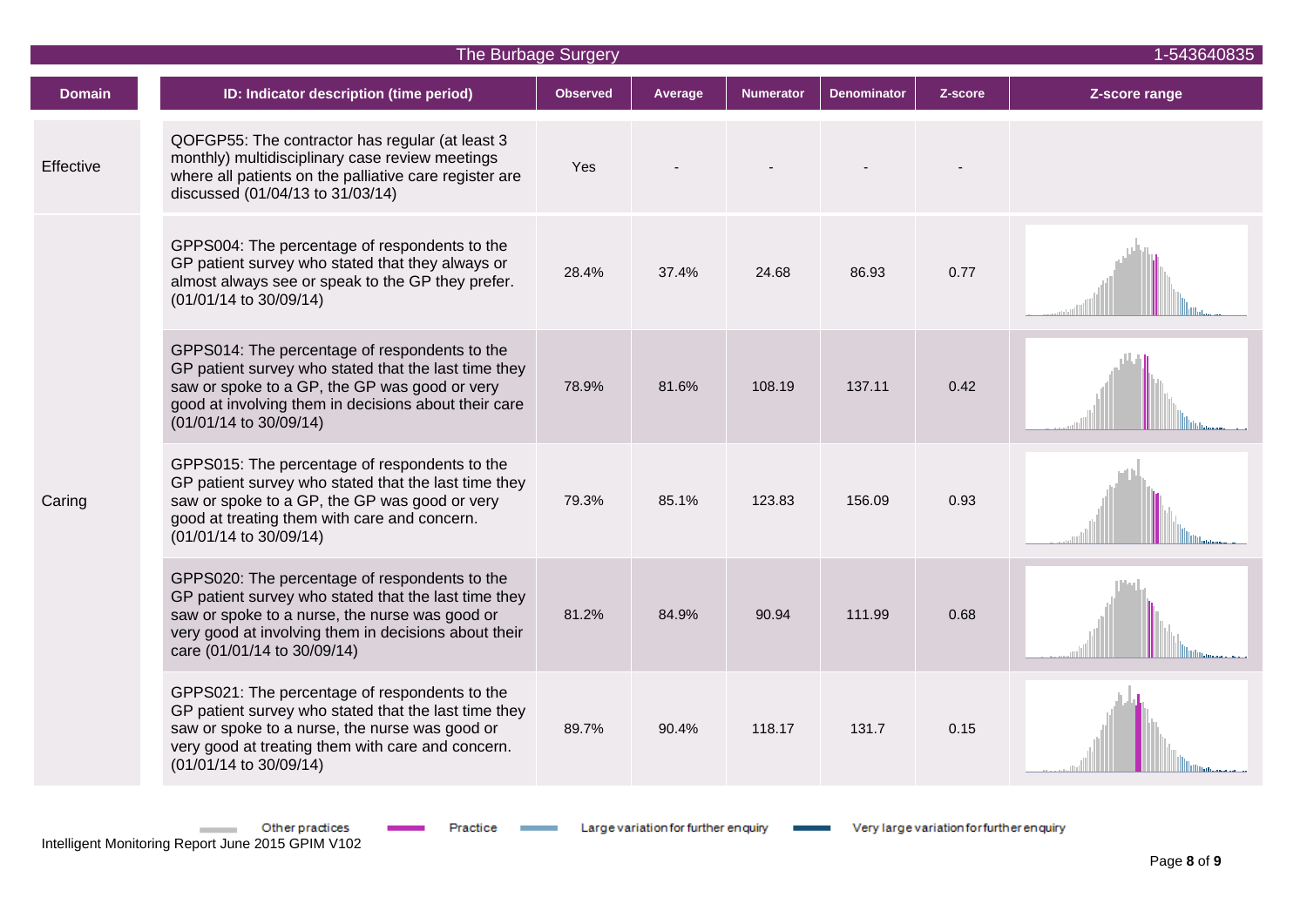## The Burbage Surgery — 1-543640835

| Domain | ID: Indicator description (time period) | Observed | Average | Numerator | Denominator | Z-score | Z-score range |
|---|---|---|---|---|---|---|---|
| Effective | QOFGP55: The contractor has regular (at least 3 monthly) multidisciplinary case review meetings where all patients on the palliative care register are discussed (01/04/13 to 31/03/14) | Yes | - | - | - | - | |
| Caring | GPPS004: The percentage of respondents to the GP patient survey who stated that they always or almost always see or speak to the GP they prefer. (01/01/14 to 30/09/14) | 28.4% | 37.4% | 24.68 | 86.93 | 0.77 | |
| | GPPS014: The percentage of respondents to the GP patient survey who stated that the last time they saw or spoke to a GP, the GP was good or very good at involving them in decisions about their care (01/01/14 to 30/09/14) | 78.9% | 81.6% | 108.19 | 137.11 | 0.42 | |
| | GPPS015: The percentage of respondents to the GP patient survey who stated that the last time they saw or spoke to a GP, the GP was good or very good at treating them with care and concern. (01/01/14 to 30/09/14) | 79.3% | 85.1% | 123.83 | 156.09 | 0.93 | |
| | GPPS020: The percentage of respondents to the GP patient survey who stated that the last time they saw or spoke to a nurse, the nurse was good or very good at involving them in decisions about their care (01/01/14 to 30/09/14) | 81.2% | 84.9% | 90.94 | 111.99 | 0.68 | |
| | GPPS021: The percentage of respondents to the GP patient survey who stated that the last time they saw or spoke to a nurse, the nurse was good or very good at treating them with care and concern. (01/01/14 to 30/09/14) | 89.7% | 90.4% | 118.17 | 131.7 | 0.15 | |

Other practices — Practice — Large variation for further enquiry — Very large variation for further enquiry

Intelligent Monitoring Report June 2015 GPIM V102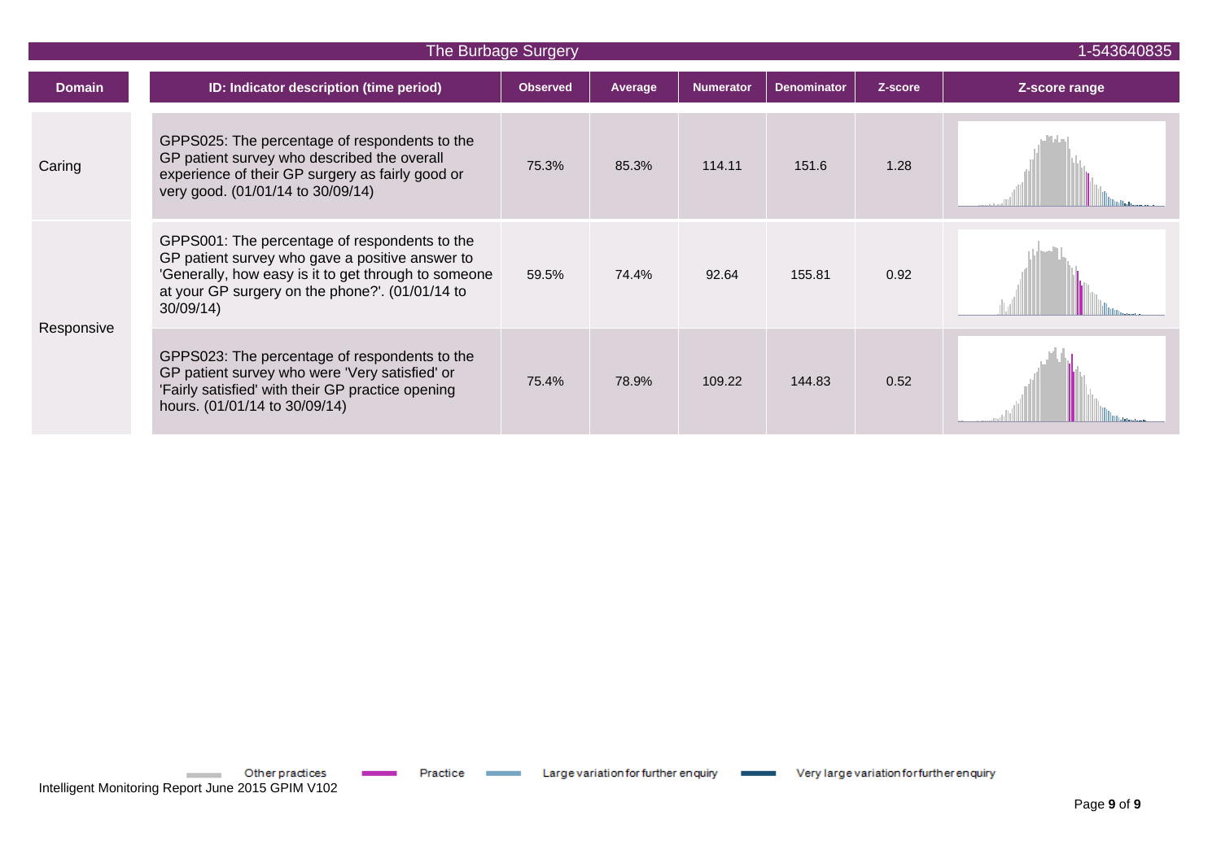## The Burbage Surgery — 1-543640835

| Domain | ID: Indicator description (time period) | Observed | Average | Numerator | Denominator | Z-score | Z-score range |
|---|---|---|---|---|---|---|---|
| Caring | GPPS025: The percentage of respondents to the GP patient survey who described the overall experience of their GP surgery as fairly good or very good. (01/01/14 to 30/09/14) | 75.3% | 85.3% | 114.11 | 151.6 | 1.28 | |
| Responsive | GPPS001: The percentage of respondents to the GP patient survey who gave a positive answer to 'Generally, how easy is it to get through to someone at your GP surgery on the phone?'. (01/01/14 to 30/09/14) | 59.5% | 74.4% | 92.64 | 155.81 | 0.92 | |
| | GPPS023: The percentage of respondents to the GP patient survey who were 'Very satisfied' or 'Fairly satisfied' with their GP practice opening hours. (01/01/14 to 30/09/14) | 75.4% | 78.9% | 109.22 | 144.83 | 0.52 | |

Other practices — Practice — Large variation for further enquiry — Very large variation for further enquiry

Intelligent Monitoring Report June 2015 GPIM V102